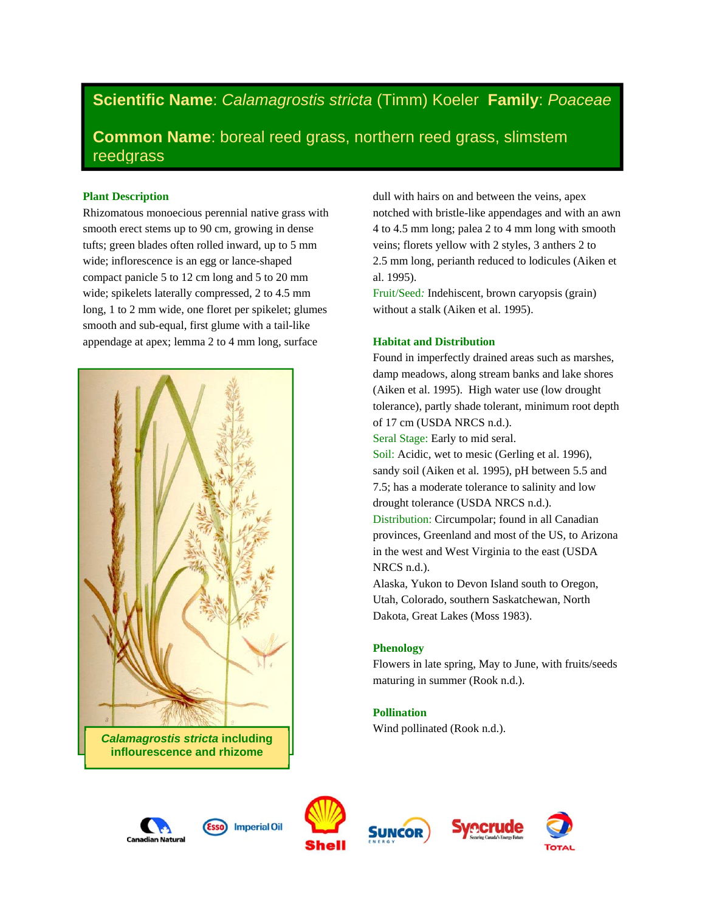# Scientific Name: *Calamagrostis stricta* (Timm) Koeler **Family**: *Poaceae*

## Common Name: boreal reed grass, northern reed grass, slimstem reedgrass

### Plant Description

Rhizomatous monoecious perennial native grass with smooth erect stems up to 90 cm, growing in dense tufts; green blades often rolled inward, up to 5 mm wide; inflorescence is an egg or lance-shaped compact panicle 5 to 12 cm long and 5 to 20 mm wide; spikelets laterally compressed, 2 to 4.5 mm long, 1 to 2 mm wide, one floret per spikelet; glumes smooth and sub-equal, first glume with a tail-like appendage at apex; lemma 2 to 4 mm long, surface dull with hairs on and between the veins, apex notched with bristle-like appendages and with an awn 4 to 4.5 mm long; palea 2 to 4 mm long with smooth veins; florets yellow with 2 styles, 3 anthers 2 to 2.5 mm long, perianth reduced to lodicules (Aiken et al. 1995).

Fruit/Seed: Indehiscent, brown caryopsis (grain) without a stalk (Aiken et al. 1995).

*Calamagrostis stricta* **including inflourescence and rhizome**

### Habitat and Distribution

Found in imperfectly drained areas such as marshes, damp meadows, along stream banks and lake shores (Aiken et al. 1995). High water use (low drought tolerance), partly shade tolerant, minimum root depth of 17 cm (USDA NRCS n.d.).

Seral Stage: Early to mid seral.

Soil: Acidic, wet to mesic (Gerling et al. 1996), sandy soil (Aiken et al. 1995), pH between 5.5 and 7.5; has a moderate tolerance to salinity and low drought tolerance (USDA NRCS n.d.).

Distribution: Circumpolar; found in all Canadian provinces, Greenland and most of the US, to Arizona in the west and West Virginia to the east (USDA NRCS n.d.).

Alaska, Yukon to Devon Island south to Oregon, Utah, Colorado, southern Saskatchewan, North Dakota, Great Lakes (Moss 1983).

### Phenology

Flowers in late spring, May to June, with fruits/seeds maturing in summer (Rook n.d.).

### Pollination

Wind pollinated (Rook n.d.).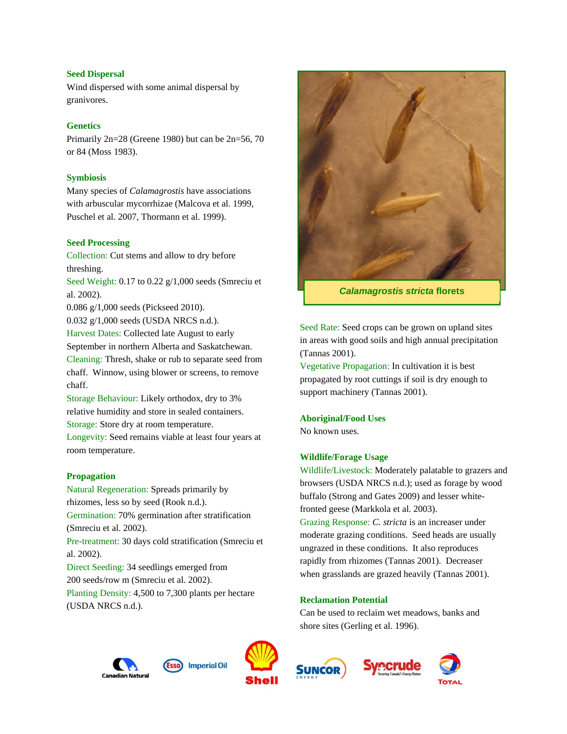## Seed Dispersal

Wind dispersed with some animal dispersal by granivores.

## Genetics

Primarily 2n=28 (Greene 1980) but can be 2n=56, 70 or 84 (Moss 1983).

## Symbiosis

Many species of *Calamagrostis* have associations with arbuscular mycorrhizae (Malcova et al. 1999, Puschel et al. 2007, Thormann et al. 1999).

## Seed Processing

Collection: Cut stems and allow to dry before threshing.

Seed Weight: 0.17 to 0.22 g/1,000 seeds (Smreciu et al. 2002).
0.086 g/1,000 seeds (Pickseed 2010).
0.032 g/1,000 seeds (USDA NRCS n.d.).

Harvest Dates: Collected late August to early September in northern Alberta and Saskatchewan.

Cleaning: Thresh, shake or rub to separate seed from chaff. Winnow, using blower or screens, to remove chaff.

Storage Behaviour: Likely orthodox, dry to 3% relative humidity and store in sealed containers.

Storage: Store dry at room temperature.

Longevity: Seed remains viable at least four years at room temperature.

## Propagation

Natural Regeneration: Spreads primarily by rhizomes, less so by seed (Rook n.d.).

Germination: 70% germination after stratification (Smreciu et al. 2002).

Pre-treatment: 30 days cold stratification (Smreciu et al. 2002).

Direct Seeding: 34 seedlings emerged from 200 seeds/row m (Smreciu et al. 2002).

Planting Density: 4,500 to 7,300 plants per hectare (USDA NRCS n.d.).

***Calamagrostis stricta* florets**

Seed Rate: Seed crops can be grown on upland sites in areas with good soils and high annual precipitation (Tannas 2001).

Vegetative Propagation: In cultivation it is best propagated by root cuttings if soil is dry enough to support machinery (Tannas 2001).

## Aboriginal/Food Uses

No known uses.

## Wildlife/Forage Usage

Wildlife/Livestock: Moderately palatable to grazers and browsers (USDA NRCS n.d.); used as forage by wood buffalo (Strong and Gates 2009) and lesser white-fronted geese (Markkola et al. 2003).

Grazing Response: *C. stricta* is an increaser under moderate grazing conditions. Seed heads are usually ungrazed in these conditions. It also reproduces rapidly from rhizomes (Tannas 2001). Decreaser when grasslands are grazed heavily (Tannas 2001).

## Reclamation Potential

Can be used to reclaim wet meadows, banks and shore sites (Gerling et al. 1996).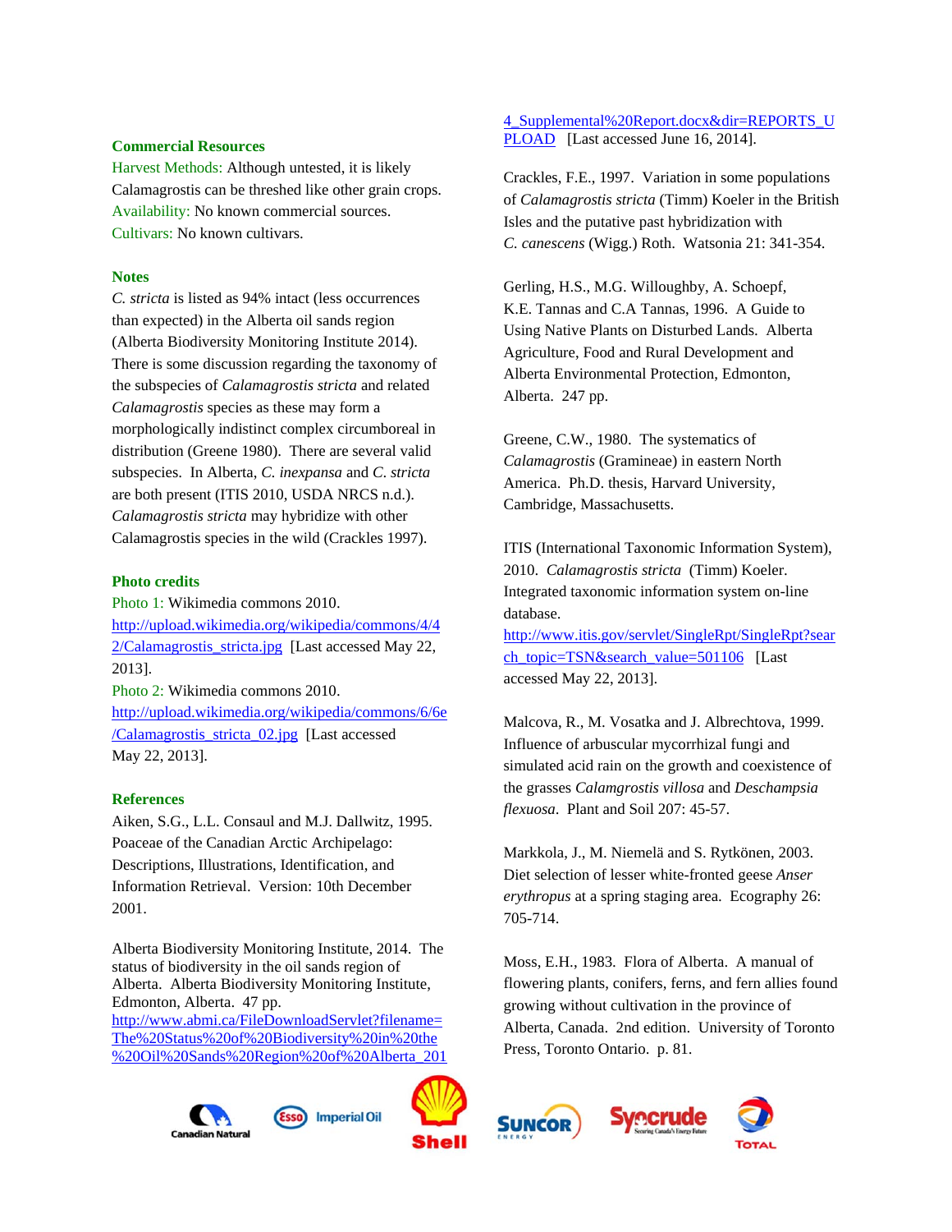### Commercial Resources

Harvest Methods: Although untested, it is likely Calamagrostis can be threshed like other grain crops.
Availability: No known commercial sources.
Cultivars: No known cultivars.

### Notes

*C. stricta* is listed as 94% intact (less occurrences than expected) in the Alberta oil sands region (Alberta Biodiversity Monitoring Institute 2014). There is some discussion regarding the taxonomy of the subspecies of *Calamagrostis stricta* and related *Calamagrostis* species as these may form a morphologically indistinct complex circumboreal in distribution (Greene 1980). There are several valid subspecies. In Alberta, *C. inexpansa* and *C. stricta* are both present (ITIS 2010, USDA NRCS n.d.). *Calamagrostis stricta* may hybridize with other Calamagrostis species in the wild (Crackles 1997).

### Photo credits

Photo 1: Wikimedia commons 2010. http://upload.wikimedia.org/wikipedia/commons/4/42/Calamagrostis_stricta.jpg [Last accessed May 22, 2013].

Photo 2: Wikimedia commons 2010. http://upload.wikimedia.org/wikipedia/commons/6/6e/Calamagrostis_stricta_02.jpg [Last accessed May 22, 2013].

### References

Aiken, S.G., L.L. Consaul and M.J. Dallwitz, 1995. Poaceae of the Canadian Arctic Archipelago: Descriptions, Illustrations, Identification, and Information Retrieval. Version: 10th December 2001.

Alberta Biodiversity Monitoring Institute, 2014. The status of biodiversity in the oil sands region of Alberta. Alberta Biodiversity Monitoring Institute, Edmonton, Alberta. 47 pp. http://www.abmi.ca/FileDownloadServlet?filename=The%20Status%20of%20Biodiversity%20in%20the%20Oil%20Sands%20Region%20of%20Alberta_2014_Supplemental%20Report.docx&dir=REPORTS_UPLOAD [Last accessed June 16, 2014].

Crackles, F.E., 1997. Variation in some populations of *Calamagrostis stricta* (Timm) Koeler in the British Isles and the putative past hybridization with *C. canescens* (Wigg.) Roth. Watsonia 21: 341-354.

Gerling, H.S., M.G. Willoughby, A. Schoepf, K.E. Tannas and C.A Tannas, 1996. A Guide to Using Native Plants on Disturbed Lands. Alberta Agriculture, Food and Rural Development and Alberta Environmental Protection, Edmonton, Alberta. 247 pp.

Greene, C.W., 1980. The systematics of *Calamagrostis* (Gramineae) in eastern North America. Ph.D. thesis, Harvard University, Cambridge, Massachusetts.

ITIS (International Taxonomic Information System), 2010. *Calamagrostis stricta* (Timm) Koeler. Integrated taxonomic information system on-line database. http://www.itis.gov/servlet/SingleRpt/SingleRpt?search_topic=TSN&search_value=501106 [Last accessed May 22, 2013].

Malcova, R., M. Vosatka and J. Albrechtova, 1999. Influence of arbuscular mycorrhizal fungi and simulated acid rain on the growth and coexistence of the grasses *Calamgrostis villosa* and *Deschampsia flexuosa*. Plant and Soil 207: 45-57.

Markkola, J., M. Niemelä and S. Rytkönen, 2003. Diet selection of lesser white-fronted geese *Anser erythropus* at a spring staging area. Ecography 26: 705-714.

Moss, E.H., 1983. Flora of Alberta. A manual of flowering plants, conifers, ferns, and fern allies found growing without cultivation in the province of Alberta, Canada. 2nd edition. University of Toronto Press, Toronto Ontario. p. 81.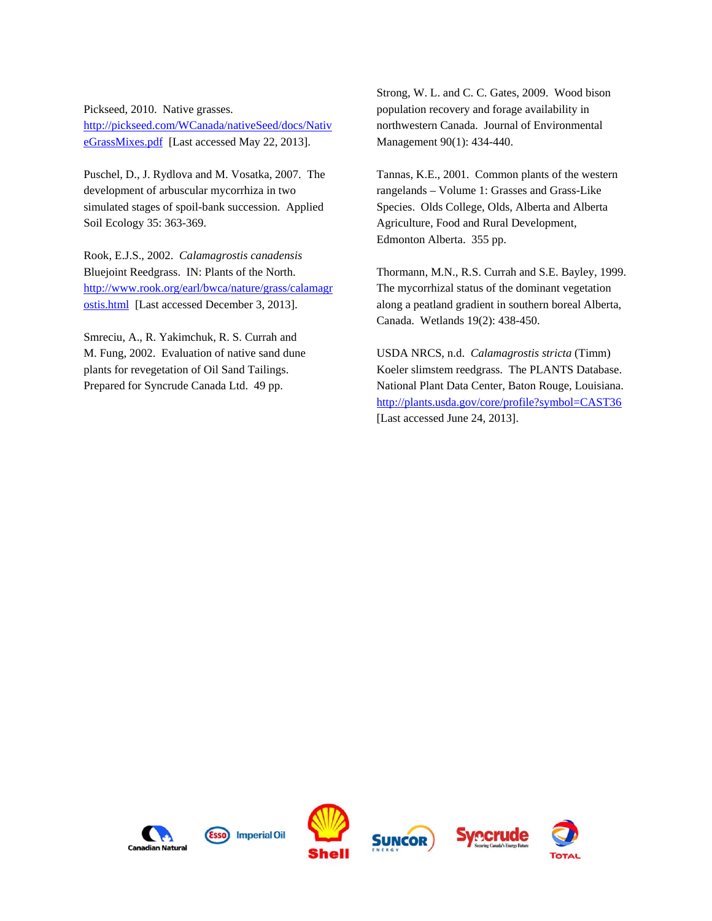Pickseed, 2010. Native grasses. [http://pickseed.com/WCanada/nativeSeed/docs/NativeGrassMixes.pdf](http://pickseed.com/WCanada/nativeSeed/docs/NativeGrassMixes.pdf) [Last accessed May 22, 2013].

Puschel, D., J. Rydlova and M. Vosatka, 2007. The development of arbuscular mycorrhiza in two simulated stages of spoil-bank succession. Applied Soil Ecology 35: 363-369.

Rook, E.J.S., 2002. *Calamagrostis canadensis* Bluejoint Reedgrass. IN: Plants of the North. [http://www.rook.org/earl/bwca/nature/grass/calamagrostis.html](http://www.rook.org/earl/bwca/nature/grass/calamagrostis.html) [Last accessed December 3, 2013].

Smreciu, A., R. Yakimchuk, R. S. Currah and M. Fung, 2002. Evaluation of native sand dune plants for revegetation of Oil Sand Tailings. Prepared for Syncrude Canada Ltd. 49 pp.

Strong, W. L. and C. C. Gates, 2009. Wood bison population recovery and forage availability in northwestern Canada. Journal of Environmental Management 90(1): 434-440.

Tannas, K.E., 2001. Common plants of the western rangelands – Volume 1: Grasses and Grass-Like Species. Olds College, Olds, Alberta and Alberta Agriculture, Food and Rural Development, Edmonton Alberta. 355 pp.

Thormann, M.N., R.S. Currah and S.E. Bayley, 1999. The mycorrhizal status of the dominant vegetation along a peatland gradient in southern boreal Alberta, Canada. Wetlands 19(2): 438-450.

USDA NRCS, n.d. *Calamagrostis stricta* (Timm) Koeler slimstem reedgrass. The PLANTS Database. National Plant Data Center, Baton Rouge, Louisiana. [http://plants.usda.gov/core/profile?symbol=CAST36](http://plants.usda.gov/core/profile?symbol=CAST36) [Last accessed June 24, 2013].